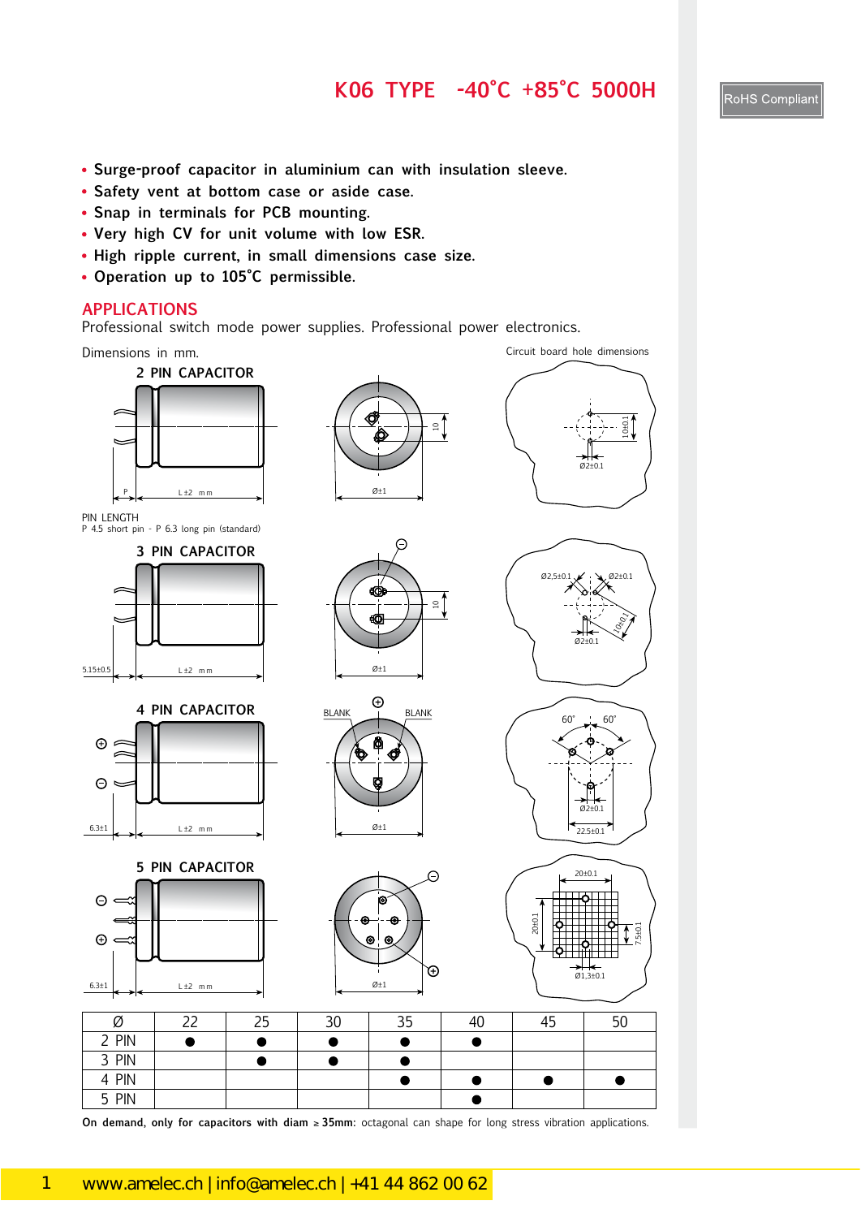# K06 TYPE -40°C +85°C 5000H

RoHS Compliant

- Surge-proof capacitor in aluminium can with insulation sleeve.
- Safety vent at bottom case or aside case.
- Snap in terminals for PCB mounting.
- Very high CV for unit volume with low ESR.
- High ripple current, in small dimensions case size.
- Operation up to 105°C permissible.

## APPLICATIONS

Professional switch mode power supplies. Professional power electronics.

Dimensions in mm.

Circuit board hole dimensions

### 2 PIN CAPACITOR

P L ±2 mm Ø±1 10 10±0.1 Ø2±0.1

PIN LENGTH
P 4.5 short pin - P 6.3 long pin (standard)

### 3 PIN CAPACITOR

5.15±0.5 L ±2 mm Ø±1 10 Ø2,5±0.1 Ø2±0.1 10±0.1 Ø2±0.1

### 4 PIN CAPACITOR

6.3±1 L ±2 mm BLANK BLANK Ø±1 60° 60° Ø2±0.1 22.5±0.1

### 5 PIN CAPACITOR

6.3±1 L ±2 mm Ø±1 20±0.1 20±0.1 7.5±0.1 Ø1,3±0.1

| Ø | 22 | 25 | 30 | 35 | 40 | 45 | 50 |
|---|---|---|---|---|---|---|---|
| 2 PIN | ● | ● | ● | ● | ● | | |
| 3 PIN | | ● | ● | ● | | | |
| 4 PIN | | | | ● | ● | ● | ● |
| 5 PIN | | | | | ● | | |

**On demand, only for capacitors with diam ≥ 35mm:** octagonal can shape for long stress vibration applications.

www.amelec.ch | info@amelec.ch | +41 44 862 00 62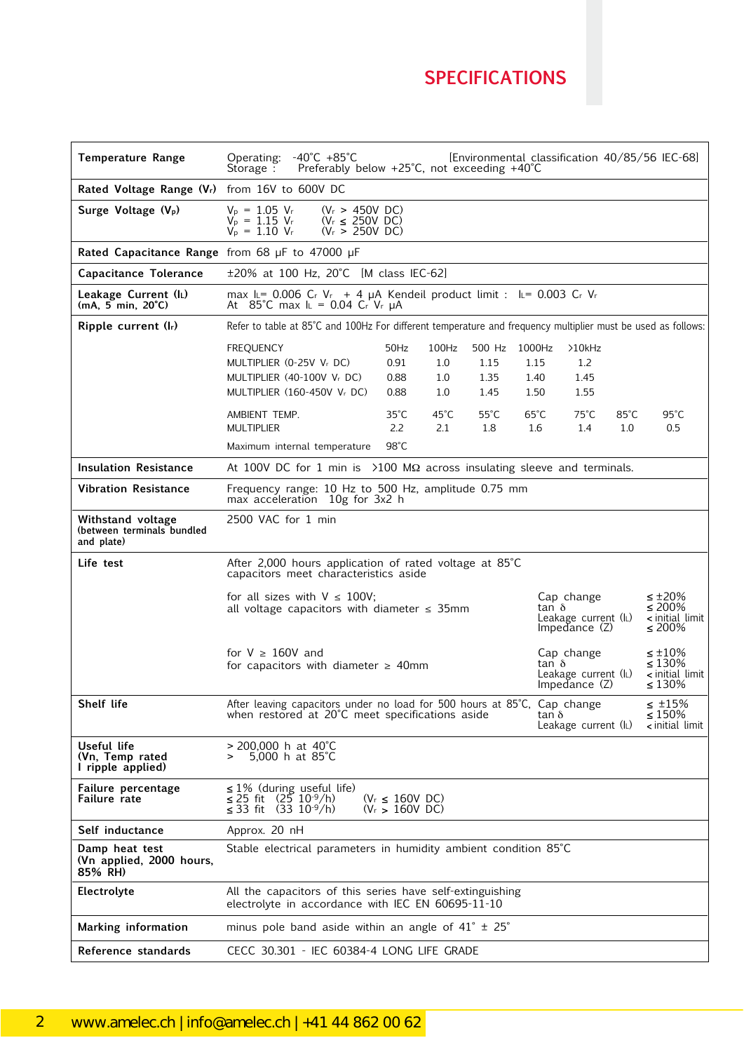# SPECIFICATIONS

| | |
|---|---|
| **Temperature Range** | Operating: -40°C +85°C [Environmental classification 40/85/56 IEC-68]<br>Storage : Preferably below +25°C, not exceeding +40°C |
| **Rated Voltage Range ($V_r$)** | from 16V to 600V DC |
| **Surge Voltage ($V_p$)** | $V_p$ = 1.05 $V_r$ ($V_r$ > 450V DC)<br>$V_p$ = 1.15 $V_r$ ($V_r$ ≤ 250V DC)<br>$V_p$ = 1.10 $V_r$ ($V_r$ > 250V DC) |
| **Rated Capacitance Range** | from 68 µF to 47000 µF |
| **Capacitance Tolerance** | ±20% at 100 Hz, 20°C [M class IEC-62] |
| **Leakage Current ($I_L$)**<br>**(mA, 5 min, 20°C)** | max $I_L$= 0.006 $C_r$ $V_r$ + 4 µA Kendeil product limit : $I_L$= 0.003 $C_r$ $V_r$<br>At 85°C max $I_L$ = 0.04 $C_r$ $V_r$ µA |
| **Ripple current ($I_r$)** | Refer to table at 85°C and 100Hz For different temperature and frequency multiplier must be used as follows: |
| **Insulation Resistance** | At 100V DC for 1 min is >100 MΩ across insulating sleeve and terminals. |
| **Vibration Resistance** | Frequency range: 10 Hz to 500 Hz, amplitude 0.75 mm<br>max acceleration 10g for 3x2 h |
| **Withstand voltage**<br>**(between terminals bundled and plate)** | 2500 VAC for 1 min |
| **Life test** | After 2,000 hours application of rated voltage at 85°C capacitors meet characteristics aside<br><br>for all sizes with V ≤ 100V;<br>all voltage capacitors with diameter ≤ 35mm: Cap change ≤ ±20%; tan δ ≤ 200%; Leakage current ($I_L$) < initial limit; Impedance (Z) ≤ 200%<br><br>for V ≥ 160V and<br>for capacitors with diameter ≥ 40mm: Cap change ≤ ±10%; tan δ ≤ 130%; Leakage current ($I_L$) < initial limit; Impedance (Z) ≤ 130% |
| **Shelf life** | After leaving capacitors under no load for 500 hours at 85°C, when restored at 20°C meet specifications aside: Cap change ≤ ±15%; tan δ ≤ 150%; Leakage current ($I_L$) < initial limit |
| **Useful life**<br>**(Vn, Temp rated I ripple applied)** | > 200,000 h at 40°C<br>> 5,000 h at 85°C |
| **Failure percentage**<br>**Failure rate** | ≤ 1% (during useful life)<br>≤ 25 fit (25 $10^{-9}$/h) ($V_r$ ≤ 160V DC)<br>≤ 33 fit (33 $10^{-9}$/h) ($V_r$ > 160V DC) |
| **Self inductance** | Approx. 20 nH |
| **Damp heat test**<br>**(Vn applied, 2000 hours, 85% RH)** | Stable electrical parameters in humidity ambient condition 85°C |
| **Electrolyte** | All the capacitors of this series have self-extinguishing electrolyte in accordance with IEC EN 60695-11-10 |
| **Marking information** | minus pole band aside within an angle of 41° ± 25° |
| **Reference standards** | CECC 30.301 - IEC 60384-4 LONG LIFE GRADE |

Ripple current multipliers:

| FREQUENCY | 50Hz | 100Hz | 500 Hz | 1000Hz | >10kHz | | |
|---|---|---|---|---|---|---|---|
| MULTIPLIER (0-25V $V_r$ DC) | 0.91 | 1.0 | 1.15 | 1.15 | 1.2 | | |
| MULTIPLIER (40-100V $V_r$ DC) | 0.88 | 1.0 | 1.35 | 1.40 | 1.45 | | |
| MULTIPLIER (160-450V $V_r$ DC) | 0.88 | 1.0 | 1.45 | 1.50 | 1.55 | | |
| AMBIENT TEMP. | 35°C | 45°C | 55°C | 65°C | 75°C | 85°C | 95°C |
| MULTIPLIER | 2.2 | 2.1 | 1.8 | 1.6 | 1.4 | 1.0 | 0.5 |
| Maximum internal temperature | 98°C | | | | | | |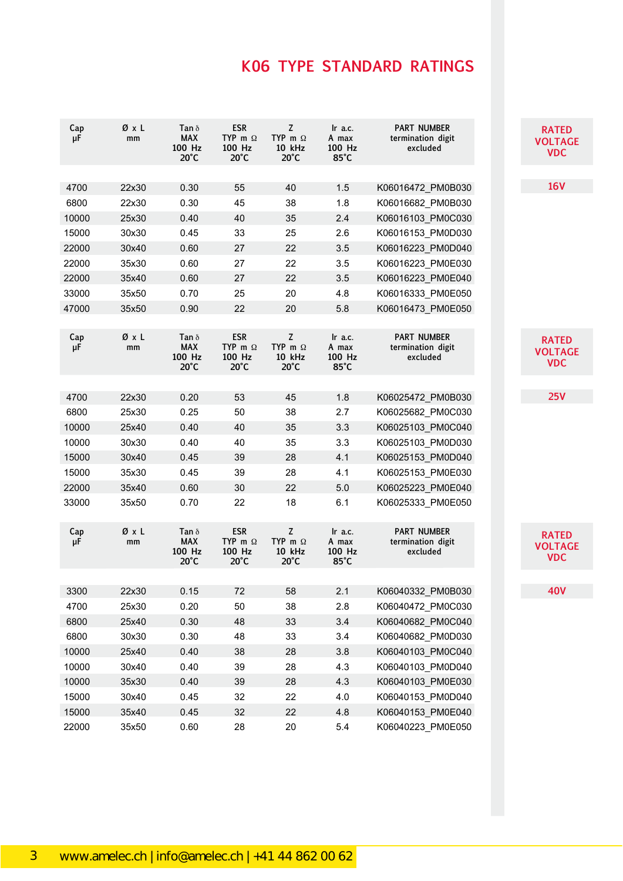# K06 TYPE STANDARD RATINGS

**RATED VOLTAGE VDC: 16V**

| Cap µF | Ø x L mm | Tan δ MAX 100 Hz 20°C | ESR TYP m Ω 100 Hz 20°C | Z TYP m Ω 10 kHz 20°C | Ir a.c. A max 100 Hz 85°C | PART NUMBER termination digit excluded |
|---|---|---|---|---|---|---|
| 4700 | 22x30 | 0.30 | 55 | 40 | 1.5 | K06016472_PM0B030 |
| 6800 | 22x30 | 0.30 | 45 | 38 | 1.8 | K06016682_PM0B030 |
| 10000 | 25x30 | 0.40 | 40 | 35 | 2.4 | K06016103_PM0C030 |
| 15000 | 30x30 | 0.45 | 33 | 25 | 2.6 | K06016153_PM0D030 |
| 22000 | 30x40 | 0.60 | 27 | 22 | 3.5 | K06016223_PM0D040 |
| 22000 | 35x30 | 0.60 | 27 | 22 | 3.5 | K06016223_PM0E030 |
| 22000 | 35x40 | 0.60 | 27 | 22 | 3.5 | K06016223_PM0E040 |
| 33000 | 35x50 | 0.70 | 25 | 20 | 4.8 | K06016333_PM0E050 |
| 47000 | 35x50 | 0.90 | 22 | 20 | 5.8 | K06016473_PM0E050 |

**RATED VOLTAGE VDC: 25V**

| Cap µF | Ø x L mm | Tan δ MAX 100 Hz 20°C | ESR TYP m Ω 100 Hz 20°C | Z TYP m Ω 10 kHz 20°C | Ir a.c. A max 100 Hz 85°C | PART NUMBER termination digit excluded |
|---|---|---|---|---|---|---|
| 4700 | 22x30 | 0.20 | 53 | 45 | 1.8 | K06025472_PM0B030 |
| 6800 | 25x30 | 0.25 | 50 | 38 | 2.7 | K06025682_PM0C030 |
| 10000 | 25x40 | 0.40 | 40 | 35 | 3.3 | K06025103_PM0C040 |
| 10000 | 30x30 | 0.40 | 40 | 35 | 3.3 | K06025103_PM0D030 |
| 15000 | 30x40 | 0.45 | 39 | 28 | 4.1 | K06025153_PM0D040 |
| 15000 | 35x30 | 0.45 | 39 | 28 | 4.1 | K06025153_PM0E030 |
| 22000 | 35x40 | 0.60 | 30 | 22 | 5.0 | K06025223_PM0E040 |
| 33000 | 35x50 | 0.70 | 22 | 18 | 6.1 | K06025333_PM0E050 |

**RATED VOLTAGE VDC: 40V**

| Cap µF | Ø x L mm | Tan δ MAX 100 Hz 20°C | ESR TYP m Ω 100 Hz 20°C | Z TYP m Ω 10 kHz 20°C | Ir a.c. A max 100 Hz 85°C | PART NUMBER termination digit excluded |
|---|---|---|---|---|---|---|
| 3300 | 22x30 | 0.15 | 72 | 58 | 2.1 | K06040332_PM0B030 |
| 4700 | 25x30 | 0.20 | 50 | 38 | 2.8 | K06040472_PM0C030 |
| 6800 | 25x40 | 0.30 | 48 | 33 | 3.4 | K06040682_PM0C040 |
| 6800 | 30x30 | 0.30 | 48 | 33 | 3.4 | K06040682_PM0D030 |
| 10000 | 25x40 | 0.40 | 38 | 28 | 3.8 | K06040103_PM0C040 |
| 10000 | 30x40 | 0.40 | 39 | 28 | 4.3 | K06040103_PM0D040 |
| 10000 | 35x30 | 0.40 | 39 | 28 | 4.3 | K06040103_PM0E030 |
| 15000 | 30x40 | 0.45 | 32 | 22 | 4.0 | K06040153_PM0D040 |
| 15000 | 35x40 | 0.45 | 32 | 22 | 4.8 | K06040153_PM0E040 |
| 22000 | 35x50 | 0.60 | 28 | 20 | 5.4 | K06040223_PM0E050 |

www.amelec.ch | info@amelec.ch | +41 44 862 00 62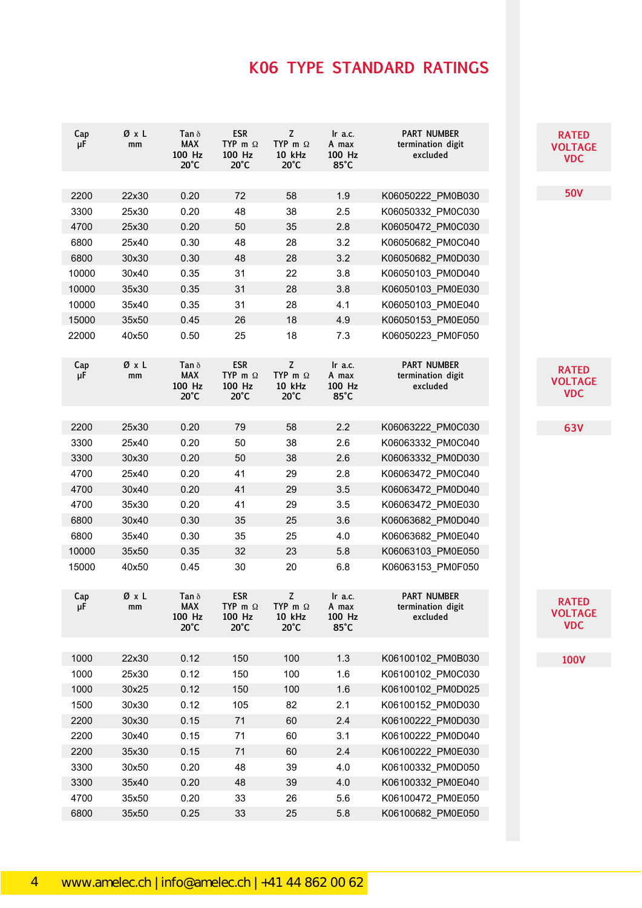# K06 TYPE STANDARD RATINGS

**RATED VOLTAGE VDC: 50V**

| Cap µF | Ø x L mm | Tan δ MAX 100 Hz 20°C | ESR TYP m Ω 100 Hz 20°C | Z TYP m Ω 10 kHz 20°C | Ir a.c. A max 100 Hz 85°C | PART NUMBER termination digit excluded |
|---|---|---|---|---|---|---|
| 2200 | 22x30 | 0.20 | 72 | 58 | 1.9 | K06050222_PM0B030 |
| 3300 | 25x30 | 0.20 | 48 | 38 | 2.5 | K06050332_PM0C030 |
| 4700 | 25x30 | 0.20 | 50 | 35 | 2.8 | K06050472_PM0C030 |
| 6800 | 25x40 | 0.30 | 48 | 28 | 3.2 | K06050682_PM0C040 |
| 6800 | 30x30 | 0.30 | 48 | 28 | 3.2 | K06050682_PM0D030 |
| 10000 | 30x40 | 0.35 | 31 | 22 | 3.8 | K06050103_PM0D040 |
| 10000 | 35x30 | 0.35 | 31 | 28 | 3.8 | K06050103_PM0E030 |
| 10000 | 35x40 | 0.35 | 31 | 28 | 4.1 | K06050103_PM0E040 |
| 15000 | 35x50 | 0.45 | 26 | 18 | 4.9 | K06050153_PM0E050 |
| 22000 | 40x50 | 0.50 | 25 | 18 | 7.3 | K06050223_PM0F050 |

**RATED VOLTAGE VDC: 63V**

| Cap µF | Ø x L mm | Tan δ MAX 100 Hz 20°C | ESR TYP m Ω 100 Hz 20°C | Z TYP m Ω 10 kHz 20°C | Ir a.c. A max 100 Hz 85°C | PART NUMBER termination digit excluded |
|---|---|---|---|---|---|---|
| 2200 | 25x30 | 0.20 | 79 | 58 | 2.2 | K06063222_PM0C030 |
| 3300 | 25x40 | 0.20 | 50 | 38 | 2.6 | K06063332_PM0C040 |
| 3300 | 30x30 | 0.20 | 50 | 38 | 2.6 | K06063332_PM0D030 |
| 4700 | 25x40 | 0.20 | 41 | 29 | 2.8 | K06063472_PM0C040 |
| 4700 | 30x40 | 0.20 | 41 | 29 | 3.5 | K06063472_PM0D040 |
| 4700 | 35x30 | 0.20 | 41 | 29 | 3.5 | K06063472_PM0E030 |
| 6800 | 30x40 | 0.30 | 35 | 25 | 3.6 | K06063682_PM0D040 |
| 6800 | 35x40 | 0.30 | 35 | 25 | 4.0 | K06063682_PM0E040 |
| 10000 | 35x50 | 0.35 | 32 | 23 | 5.8 | K06063103_PM0E050 |
| 15000 | 40x50 | 0.45 | 30 | 20 | 6.8 | K06063153_PM0F050 |

**RATED VOLTAGE VDC: 100V**

| Cap µF | Ø x L mm | Tan δ MAX 100 Hz 20°C | ESR TYP m Ω 100 Hz 20°C | Z TYP m Ω 10 kHz 20°C | Ir a.c. A max 100 Hz 85°C | PART NUMBER termination digit excluded |
|---|---|---|---|---|---|---|
| 1000 | 22x30 | 0.12 | 150 | 100 | 1.3 | K06100102_PM0B030 |
| 1000 | 25x30 | 0.12 | 150 | 100 | 1.6 | K06100102_PM0C030 |
| 1000 | 30x25 | 0.12 | 150 | 100 | 1.6 | K06100102_PM0D025 |
| 1500 | 30x30 | 0.12 | 105 | 82 | 2.1 | K06100152_PM0D030 |
| 2200 | 30x30 | 0.15 | 71 | 60 | 2.4 | K06100222_PM0D030 |
| 2200 | 30x40 | 0.15 | 71 | 60 | 3.1 | K06100222_PM0D040 |
| 2200 | 35x30 | 0.15 | 71 | 60 | 2.4 | K06100222_PM0E030 |
| 3300 | 30x50 | 0.20 | 48 | 39 | 4.0 | K06100332_PM0D050 |
| 3300 | 35x40 | 0.20 | 48 | 39 | 4.0 | K06100332_PM0E040 |
| 4700 | 35x50 | 0.20 | 33 | 26 | 5.6 | K06100472_PM0E050 |
| 6800 | 35x50 | 0.25 | 33 | 25 | 5.8 | K06100682_PM0E050 |

www.amelec.ch | info@amelec.ch | +41 44 862 00 62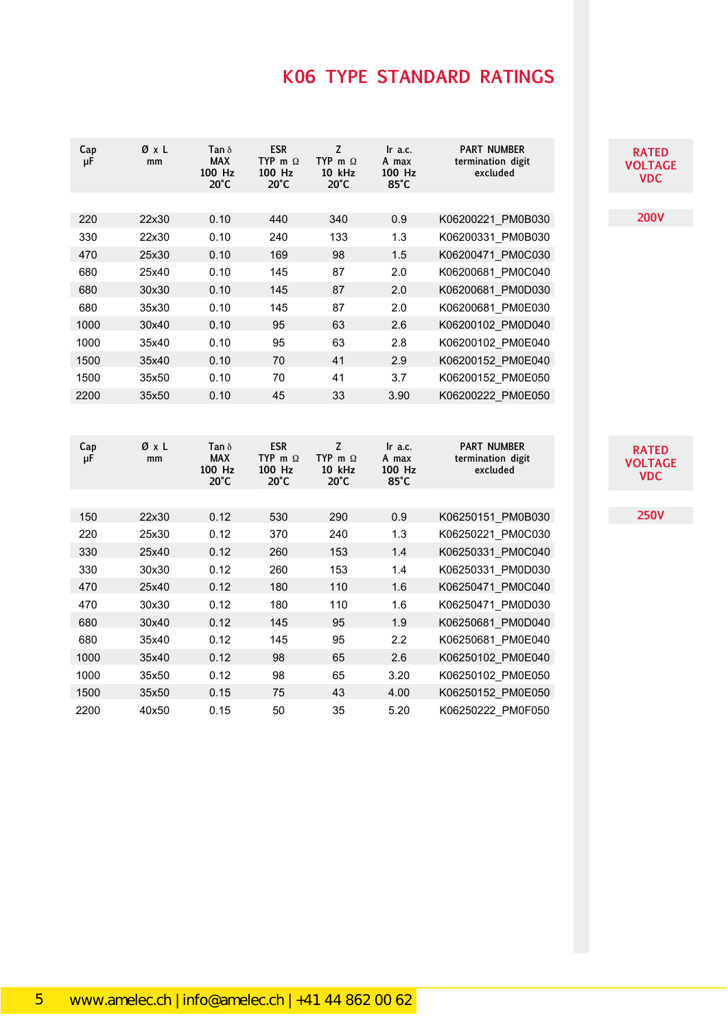# K06 TYPE STANDARD RATINGS

**RATED VOLTAGE VDC: 200V**

| Cap µF | Ø x L mm | Tan δ MAX 100 Hz 20°C | ESR TYP m Ω 100 Hz 20°C | Z TYP m Ω 10 kHz 20°C | Ir a.c. A max 100 Hz 85°C | PART NUMBER termination digit excluded |
|---|---|---|---|---|---|---|
| 220 | 22x30 | 0.10 | 440 | 340 | 0.9 | K06200221_PM0B030 |
| 330 | 22x30 | 0.10 | 240 | 133 | 1.3 | K06200331_PM0B030 |
| 470 | 25x30 | 0.10 | 169 | 98 | 1.5 | K06200471_PM0C030 |
| 680 | 25x40 | 0.10 | 145 | 87 | 2.0 | K06200681_PM0C040 |
| 680 | 30x30 | 0.10 | 145 | 87 | 2.0 | K06200681_PM0D030 |
| 680 | 35x30 | 0.10 | 145 | 87 | 2.0 | K06200681_PM0E030 |
| 1000 | 30x40 | 0.10 | 95 | 63 | 2.6 | K06200102_PM0D040 |
| 1000 | 35x40 | 0.10 | 95 | 63 | 2.8 | K06200102_PM0E040 |
| 1500 | 35x40 | 0.10 | 70 | 41 | 2.9 | K06200152_PM0E040 |
| 1500 | 35x50 | 0.10 | 70 | 41 | 3.7 | K06200152_PM0E050 |
| 2200 | 35x50 | 0.10 | 45 | 33 | 3.90 | K06200222_PM0E050 |

**RATED VOLTAGE VDC: 250V**

| Cap µF | Ø x L mm | Tan δ MAX 100 Hz 20°C | ESR TYP m Ω 100 Hz 20°C | Z TYP m Ω 10 kHz 20°C | Ir a.c. A max 100 Hz 85°C | PART NUMBER termination digit excluded |
|---|---|---|---|---|---|---|
| 150 | 22x30 | 0.12 | 530 | 290 | 0.9 | K06250151_PM0B030 |
| 220 | 25x30 | 0.12 | 370 | 240 | 1.3 | K06250221_PM0C030 |
| 330 | 25x40 | 0.12 | 260 | 153 | 1.4 | K06250331_PM0C040 |
| 330 | 30x30 | 0.12 | 260 | 153 | 1.4 | K06250331_PM0D030 |
| 470 | 25x40 | 0.12 | 180 | 110 | 1.6 | K06250471_PM0C040 |
| 470 | 30x30 | 0.12 | 180 | 110 | 1.6 | K06250471_PM0D030 |
| 680 | 30x40 | 0.12 | 145 | 95 | 1.9 | K06250681_PM0D040 |
| 680 | 35x40 | 0.12 | 145 | 95 | 2.2 | K06250681_PM0E040 |
| 1000 | 35x40 | 0.12 | 98 | 65 | 2.6 | K06250102_PM0E040 |
| 1000 | 35x50 | 0.12 | 98 | 65 | 3.20 | K06250102_PM0E050 |
| 1500 | 35x50 | 0.15 | 75 | 43 | 4.00 | K06250152_PM0E050 |
| 2200 | 40x50 | 0.15 | 50 | 35 | 5.20 | K06250222_PM0F050 |

www.amelec.ch | info@amelec.ch | +41 44 862 00 62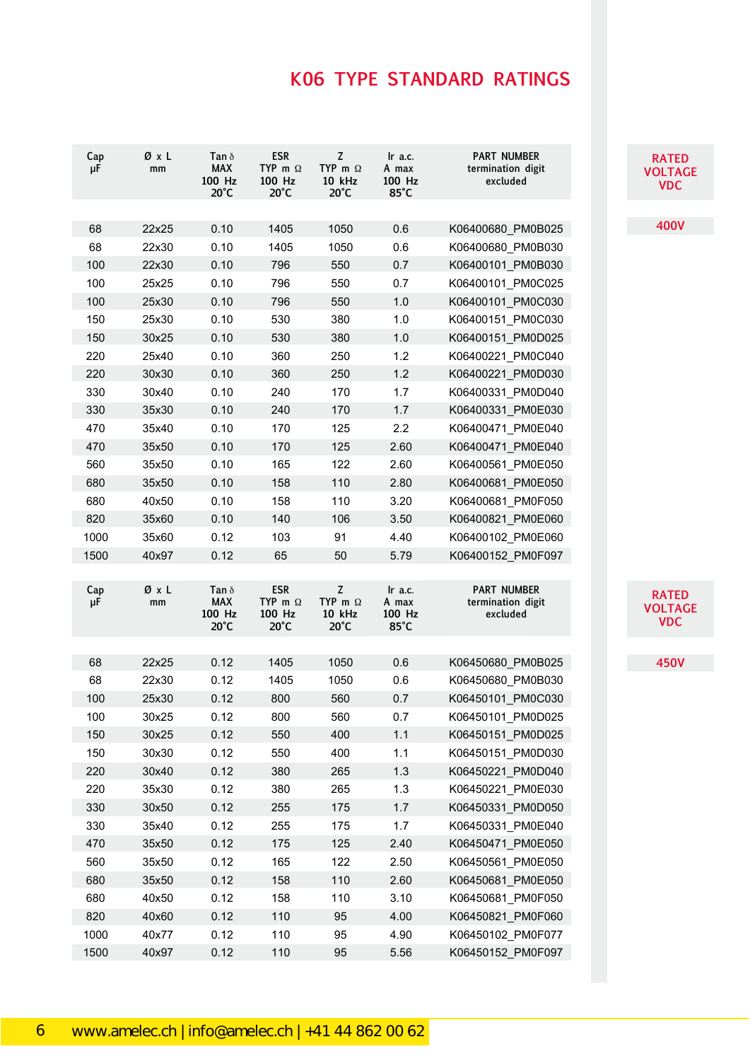# K06 TYPE STANDARD RATINGS

**RATED VOLTAGE VDC: 400V**

| Cap µF | Ø x L mm | Tan δ MAX 100 Hz 20°C | ESR TYP m Ω 100 Hz 20°C | Z TYP m Ω 10 kHz 20°C | Ir a.c. A max 100 Hz 85°C | PART NUMBER termination digit excluded |
|---|---|---|---|---|---|---|
| 68 | 22x25 | 0.10 | 1405 | 1050 | 0.6 | K06400680_PM0B025 |
| 68 | 22x30 | 0.10 | 1405 | 1050 | 0.6 | K06400680_PM0B030 |
| 100 | 22x30 | 0.10 | 796 | 550 | 0.7 | K06400101_PM0B030 |
| 100 | 25x25 | 0.10 | 796 | 550 | 0.7 | K06400101_PM0C025 |
| 100 | 25x30 | 0.10 | 796 | 550 | 1.0 | K06400101_PM0C030 |
| 150 | 25x30 | 0.10 | 530 | 380 | 1.0 | K06400151_PM0C030 |
| 150 | 30x25 | 0.10 | 530 | 380 | 1.0 | K06400151_PM0D025 |
| 220 | 25x40 | 0.10 | 360 | 250 | 1.2 | K06400221_PM0C040 |
| 220 | 30x30 | 0.10 | 360 | 250 | 1.2 | K06400221_PM0D030 |
| 330 | 30x40 | 0.10 | 240 | 170 | 1.7 | K06400331_PM0D040 |
| 330 | 35x30 | 0.10 | 240 | 170 | 1.7 | K06400331_PM0E030 |
| 470 | 35x40 | 0.10 | 170 | 125 | 2.2 | K06400471_PM0E040 |
| 470 | 35x50 | 0.10 | 170 | 125 | 2.60 | K06400471_PM0E040 |
| 560 | 35x50 | 0.10 | 165 | 122 | 2.60 | K06400561_PM0E050 |
| 680 | 35x50 | 0.10 | 158 | 110 | 2.80 | K06400681_PM0E050 |
| 680 | 40x50 | 0.10 | 158 | 110 | 3.20 | K06400681_PM0F050 |
| 820 | 35x60 | 0.10 | 140 | 106 | 3.50 | K06400821_PM0E060 |
| 1000 | 35x60 | 0.12 | 103 | 91 | 4.40 | K06400102_PM0E060 |
| 1500 | 40x97 | 0.12 | 65 | 50 | 5.79 | K06400152_PM0F097 |

**RATED VOLTAGE VDC: 450V**

| Cap µF | Ø x L mm | Tan δ MAX 100 Hz 20°C | ESR TYP m Ω 100 Hz 20°C | Z TYP m Ω 10 kHz 20°C | Ir a.c. A max 100 Hz 85°C | PART NUMBER termination digit excluded |
|---|---|---|---|---|---|---|
| 68 | 22x25 | 0.12 | 1405 | 1050 | 0.6 | K06450680_PM0B025 |
| 68 | 22x30 | 0.12 | 1405 | 1050 | 0.6 | K06450680_PM0B030 |
| 100 | 25x30 | 0.12 | 800 | 560 | 0.7 | K06450101_PM0C030 |
| 100 | 30x25 | 0.12 | 800 | 560 | 0.7 | K06450101_PM0D025 |
| 150 | 30x25 | 0.12 | 550 | 400 | 1.1 | K06450151_PM0D025 |
| 150 | 30x30 | 0.12 | 550 | 400 | 1.1 | K06450151_PM0D030 |
| 220 | 30x40 | 0.12 | 380 | 265 | 1.3 | K06450221_PM0D040 |
| 220 | 35x30 | 0.12 | 380 | 265 | 1.3 | K06450221_PM0E030 |
| 330 | 30x50 | 0.12 | 255 | 175 | 1.7 | K06450331_PM0D050 |
| 330 | 35x40 | 0.12 | 255 | 175 | 1.7 | K06450331_PM0E040 |
| 470 | 35x50 | 0.12 | 175 | 125 | 2.40 | K06450471_PM0E050 |
| 560 | 35x50 | 0.12 | 165 | 122 | 2.50 | K06450561_PM0E050 |
| 680 | 35x50 | 0.12 | 158 | 110 | 2.60 | K06450681_PM0E050 |
| 680 | 40x50 | 0.12 | 158 | 110 | 3.10 | K06450681_PM0F050 |
| 820 | 40x60 | 0.12 | 110 | 95 | 4.00 | K06450821_PM0F060 |
| 1000 | 40x77 | 0.12 | 110 | 95 | 4.90 | K06450102_PM0F077 |
| 1500 | 40x97 | 0.12 | 110 | 95 | 5.56 | K06450152_PM0F097 |

www.amelec.ch | info@amelec.ch | +41 44 862 00 62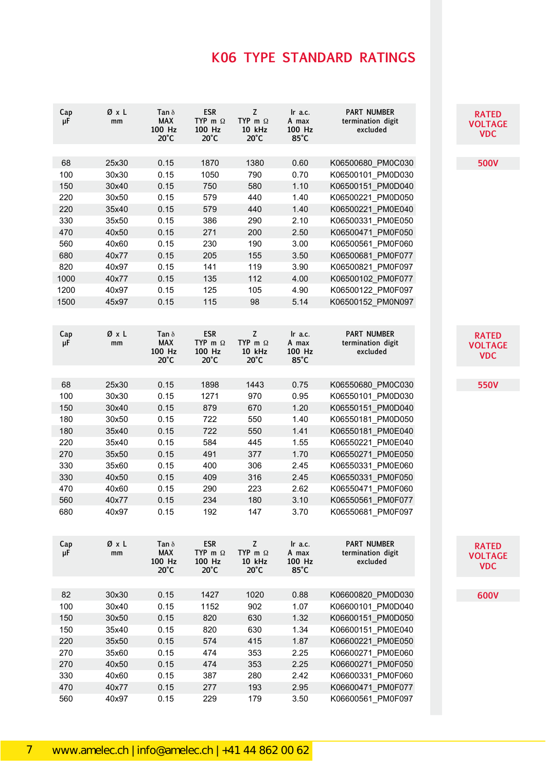# K06 TYPE STANDARD RATINGS

**RATED VOLTAGE VDC: 500V**

| Cap µF | Ø x L mm | Tan δ MAX 100 Hz 20°C | ESR TYP m Ω 100 Hz 20°C | Z TYP m Ω 10 kHz 20°C | Ir a.c. A max 100 Hz 85°C | PART NUMBER termination digit excluded |
|---|---|---|---|---|---|---|
| 68 | 25x30 | 0.15 | 1870 | 1380 | 0.60 | K06500680_PM0C030 |
| 100 | 30x30 | 0.15 | 1050 | 790 | 0.70 | K06500101_PM0D030 |
| 150 | 30x40 | 0.15 | 750 | 580 | 1.10 | K06500151_PM0D040 |
| 220 | 30x50 | 0.15 | 579 | 440 | 1.40 | K06500221_PM0D050 |
| 220 | 35x40 | 0.15 | 579 | 440 | 1.40 | K06500221_PM0E040 |
| 330 | 35x50 | 0.15 | 386 | 290 | 2.10 | K06500331_PM0E050 |
| 470 | 40x50 | 0.15 | 271 | 200 | 2.50 | K06500471_PM0F050 |
| 560 | 40x60 | 0.15 | 230 | 190 | 3.00 | K06500561_PM0F060 |
| 680 | 40x77 | 0.15 | 205 | 155 | 3.50 | K06500681_PM0F077 |
| 820 | 40x97 | 0.15 | 141 | 119 | 3.90 | K06500821_PM0F097 |
| 1000 | 40x77 | 0.15 | 135 | 112 | 4.00 | K06500102_PM0F077 |
| 1200 | 40x97 | 0.15 | 125 | 105 | 4.90 | K06500122_PM0F097 |
| 1500 | 45x97 | 0.15 | 115 | 98 | 5.14 | K06500152_PM0N097 |

**RATED VOLTAGE VDC: 550V**

| Cap µF | Ø x L mm | Tan δ MAX 100 Hz 20°C | ESR TYP m Ω 100 Hz 20°C | Z TYP m Ω 10 kHz 20°C | Ir a.c. A max 100 Hz 85°C | PART NUMBER termination digit excluded |
|---|---|---|---|---|---|---|
| 68 | 25x30 | 0.15 | 1898 | 1443 | 0.75 | K06550680_PM0C030 |
| 100 | 30x30 | 0.15 | 1271 | 970 | 0.95 | K06550101_PM0D030 |
| 150 | 30x40 | 0.15 | 879 | 670 | 1.20 | K06550151_PM0D040 |
| 180 | 30x50 | 0.15 | 722 | 550 | 1.40 | K06550181_PM0D050 |
| 180 | 35x40 | 0.15 | 722 | 550 | 1.41 | K06550181_PM0E040 |
| 220 | 35x40 | 0.15 | 584 | 445 | 1.55 | K06550221_PM0E040 |
| 270 | 35x50 | 0.15 | 491 | 377 | 1.70 | K06550271_PM0E050 |
| 330 | 35x60 | 0.15 | 400 | 306 | 2.45 | K06550331_PM0E060 |
| 330 | 40x50 | 0.15 | 409 | 316 | 2.45 | K06550331_PM0F050 |
| 470 | 40x60 | 0.15 | 290 | 223 | 2.62 | K06550471_PM0F060 |
| 560 | 40x77 | 0.15 | 234 | 180 | 3.10 | K06550561_PM0F077 |
| 680 | 40x97 | 0.15 | 192 | 147 | 3.70 | K06550681_PM0F097 |

**RATED VOLTAGE VDC: 600V**

| Cap µF | Ø x L mm | Tan δ MAX 100 Hz 20°C | ESR TYP m Ω 100 Hz 20°C | Z TYP m Ω 10 kHz 20°C | Ir a.c. A max 100 Hz 85°C | PART NUMBER termination digit excluded |
|---|---|---|---|---|---|---|
| 82 | 30x30 | 0.15 | 1427 | 1020 | 0.88 | K06600820_PM0D030 |
| 100 | 30x40 | 0.15 | 1152 | 902 | 1.07 | K06600101_PM0D040 |
| 150 | 30x50 | 0.15 | 820 | 630 | 1.32 | K06600151_PM0D050 |
| 150 | 35x40 | 0.15 | 820 | 630 | 1.34 | K06600151_PM0E040 |
| 220 | 35x50 | 0.15 | 574 | 415 | 1.87 | K06600221_PM0E050 |
| 270 | 35x60 | 0.15 | 474 | 353 | 2.25 | K06600271_PM0E060 |
| 270 | 40x50 | 0.15 | 474 | 353 | 2.25 | K06600271_PM0F050 |
| 330 | 40x60 | 0.15 | 387 | 280 | 2.42 | K06600331_PM0F060 |
| 470 | 40x77 | 0.15 | 277 | 193 | 2.95 | K06600471_PM0F077 |
| 560 | 40x97 | 0.15 | 229 | 179 | 3.50 | K06600561_PM0F097 |

www.amelec.ch | info@amelec.ch | +41 44 862 00 62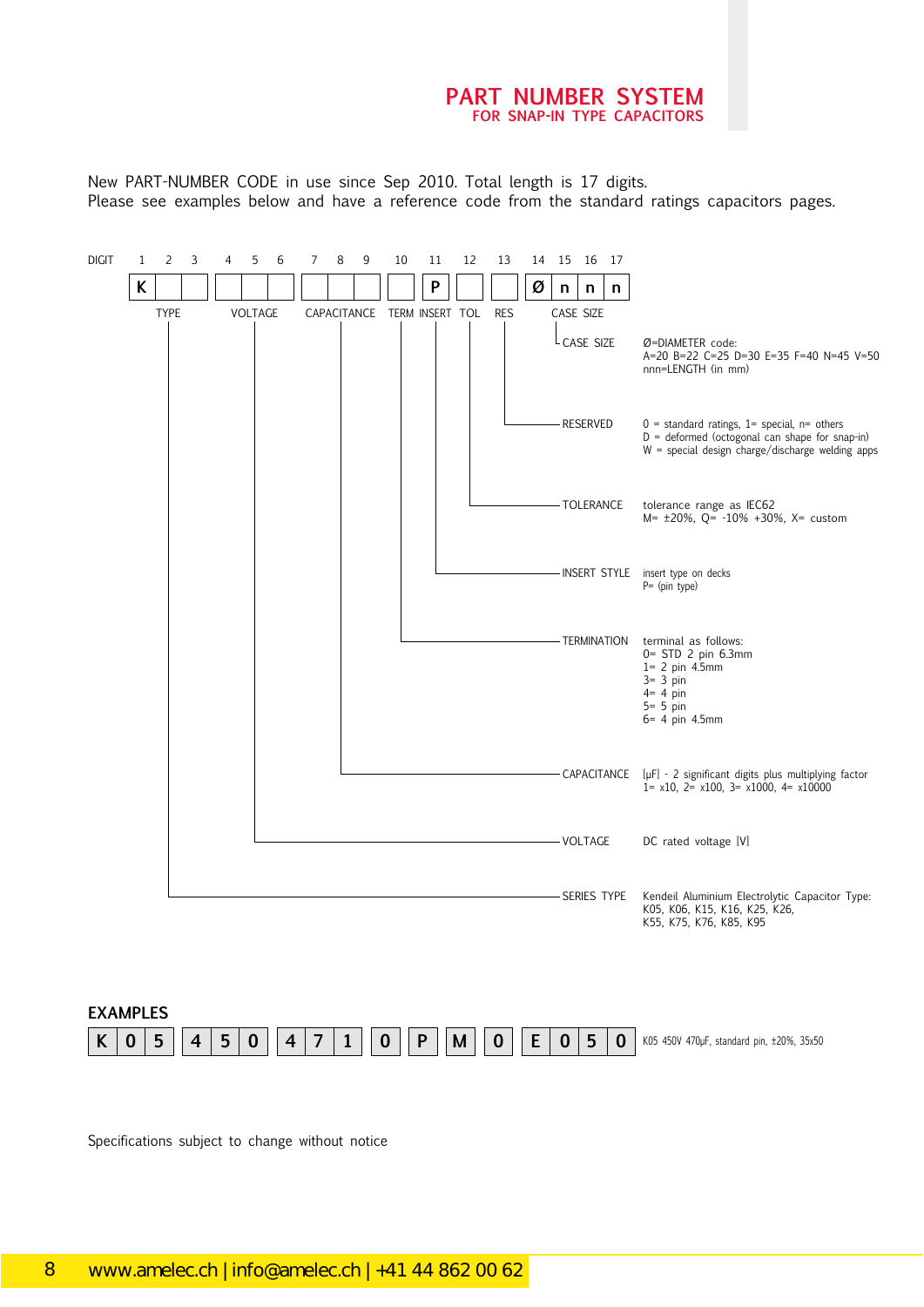# PART NUMBER SYSTEM
## FOR SNAP-IN TYPE CAPACITORS

New PART-NUMBER CODE in use since Sep 2010. Total length is 17 digits.
Please see examples below and have a reference code from the standard ratings capacitors pages.

| DIGIT | 1 | 2 | 3 | 4 | 5 | 6 | 7 | 8 | 9 | 10 | 11 | 12 | 13 | 14 | 15 | 16 | 17 |
|---|---|---|---|---|---|---|---|---|---|---|---|---|---|---|---|---|---|
| | K | | | | | | | | | | P | | | Ø | n | n | n |
| | TYPE | | | VOLTAGE | | | CAPACITANCE | | | TERM | INSERT | TOL | RES | CASE SIZE | | | |

| Field | Description |
|---|---|
| CASE SIZE | Ø=DIAMETER code: A=20 B=22 C=25 D=30 E=35 F=40 N=45 V=50<br>nnn=LENGTH (in mm) |
| RESERVED | 0 = standard ratings, 1= special, n= others<br>D = deformed (octogonal can shape for snap-in)<br>W = special design charge/discharge welding apps |
| TOLERANCE | tolerance range as IEC62<br>M= ±20%, Q= -10% +30%, X= custom |
| INSERT STYLE | insert type on decks<br>P= (pin type) |
| TERMINATION | terminal as follows:<br>0= STD 2 pin 6.3mm<br>1= 2 pin 4.5mm<br>3= 3 pin<br>4= 4 pin<br>5= 5 pin<br>6= 4 pin 4.5mm |
| CAPACITANCE | [µF] - 2 significant digits plus multiplying factor<br>1= x10, 2= x100, 3= x1000, 4= x10000 |
| VOLTAGE | DC rated voltage [V] |
| SERIES TYPE | Kendeil Aluminium Electrolytic Capacitor Type:<br>K05, K06, K15, K16, K25, K26,<br>K55, K75, K76, K85, K95 |

## EXAMPLES

| K | 0 | 5 | 4 | 5 | 0 | 4 | 7 | 1 | 0 | P | M | 0 | E | 0 | 5 | 0 | |
|---|---|---|---|---|---|---|---|---|---|---|---|---|---|---|---|---|---|
| | | | | | | | | | | | | | | | | | K05 450V 470µF, standard pin, ±20%, 35x50 |

Specifications subject to change without notice

www.amelec.ch | info@amelec.ch | +41 44 862 00 62